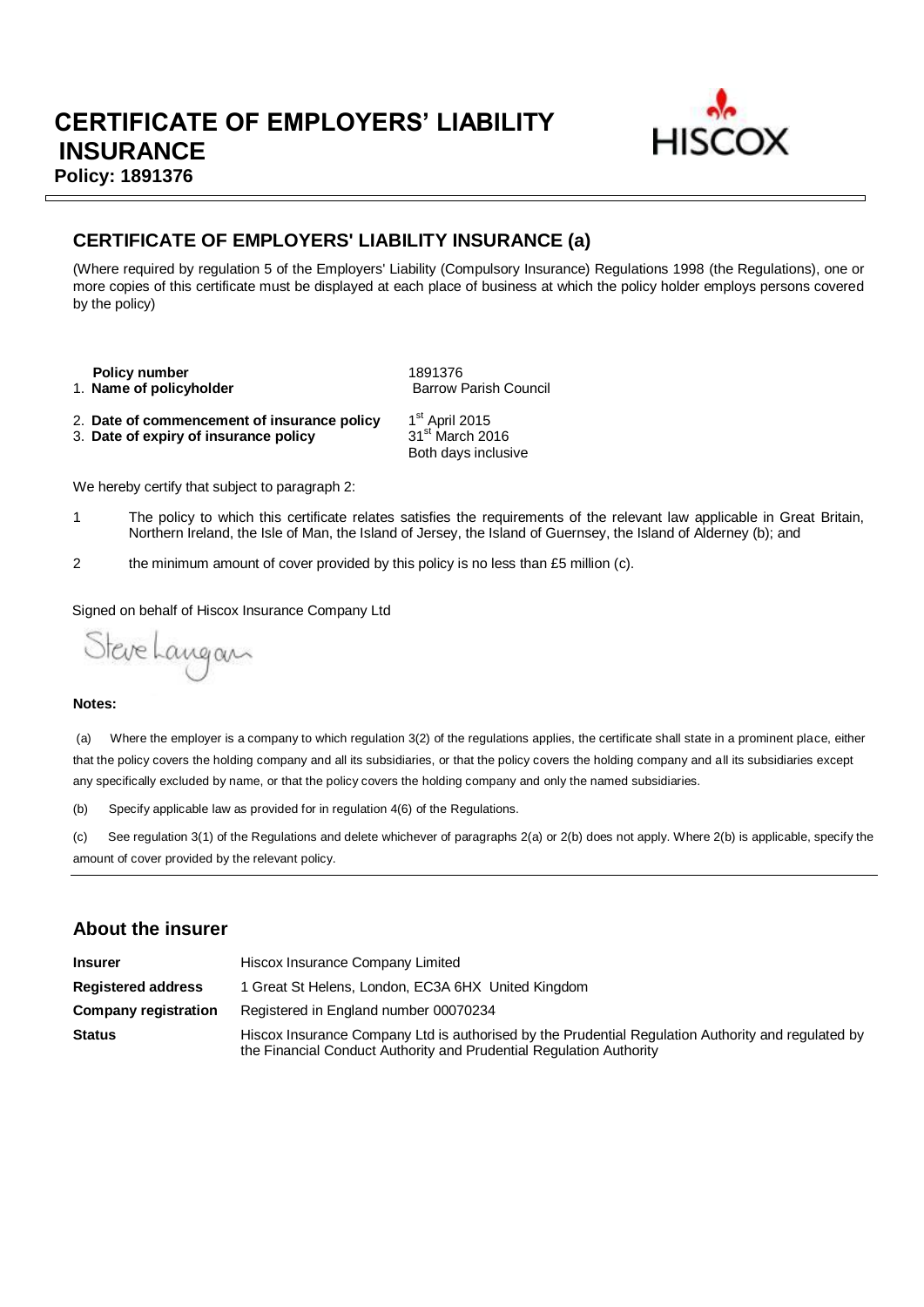# CERTIFICATE OF EMPLOYERS' LIABILITY INSURANCE

**Policy: 1891376**

HISCOX

## CERTIFICATE OF EMPLOYERS' LIABILITY INSURANCE (a)

(Where required by regulation 5 of the Employers' Liability (Compulsory Insurance) Regulations 1998 (the Regulations), one or more copies of this certificate must be displayed at each place of business at which the policy holder employs persons covered by the policy)

| | |
|---|---|
| **Policy number** | 1891376 |
| 1. **Name of policyholder** | Barrow Parish Council |
| 2. **Date of commencement of insurance policy** | 1st April 2015 |
| 3. **Date of expiry of insurance policy** | 31st March 2016<br>Both days inclusive |

We hereby certify that subject to paragraph 2:

1 The policy to which this certificate relates satisfies the requirements of the relevant law applicable in Great Britain, Northern Ireland, the Isle of Man, the Island of Jersey, the Island of Guernsey, the Island of Alderney (b); and

2 the minimum amount of cover provided by this policy is no less than £5 million (c).

Signed on behalf of Hiscox Insurance Company Ltd

Steve Langan

**Notes:**

(a) Where the employer is a company to which regulation 3(2) of the regulations applies, the certificate shall state in a prominent place, either that the policy covers the holding company and all its subsidiaries, or that the policy covers the holding company and all its subsidiaries except any specifically excluded by name, or that the policy covers the holding company and only the named subsidiaries.

(b) Specify applicable law as provided for in regulation 4(6) of the Regulations.

(c) See regulation 3(1) of the Regulations and delete whichever of paragraphs 2(a) or 2(b) does not apply. Where 2(b) is applicable, specify the amount of cover provided by the relevant policy.

## About the insurer

| | |
|---|---|
| **Insurer** | Hiscox Insurance Company Limited |
| **Registered address** | 1 Great St Helens, London, EC3A 6HX United Kingdom |
| **Company registration** | Registered in England number 00070234 |
| **Status** | Hiscox Insurance Company Ltd is authorised by the Prudential Regulation Authority and regulated by the Financial Conduct Authority and Prudential Regulation Authority |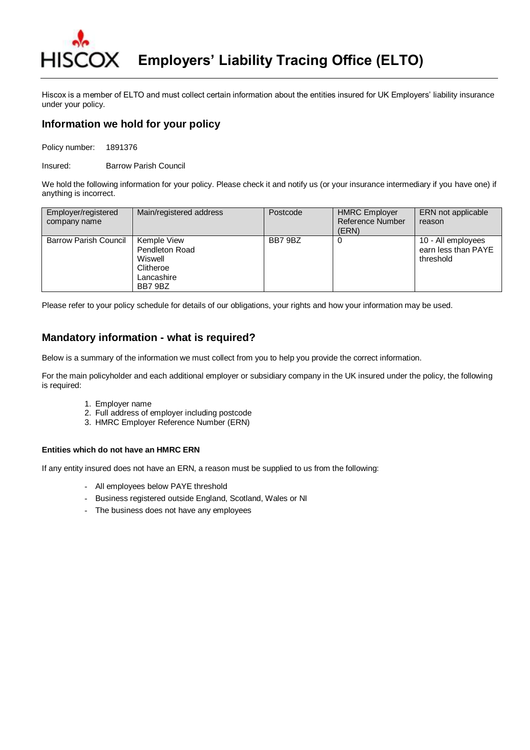# HISCOX Employers' Liability Tracing Office (ELTO)

Hiscox is a member of ELTO and must collect certain information about the entities insured for UK Employers' liability insurance under your policy.

## Information we hold for your policy

Policy number: 1891376

Insured: Barrow Parish Council

We hold the following information for your policy. Please check it and notify us (or your insurance intermediary if you have one) if anything is incorrect.

| Employer/registered company name | Main/registered address | Postcode | HMRC Employer Reference Number (ERN) | ERN not applicable reason |
|---|---|---|---|---|
| Barrow Parish Council | Kemple View<br>Pendleton Road<br>Wiswell<br>Clitheroe<br>Lancashire<br>BB7 9BZ | BB7 9BZ | 0 | 10 - All employees earn less than PAYE threshold |

Please refer to your policy schedule for details of our obligations, your rights and how your information may be used.

## Mandatory information - what is required?

Below is a summary of the information we must collect from you to help you provide the correct information.

For the main policyholder and each additional employer or subsidiary company in the UK insured under the policy, the following is required:

1. Employer name
2. Full address of employer including postcode
3. HMRC Employer Reference Number (ERN)

#### Entities which do not have an HMRC ERN

If any entity insured does not have an ERN, a reason must be supplied to us from the following:

- All employees below PAYE threshold
- Business registered outside England, Scotland, Wales or NI
- The business does not have any employees